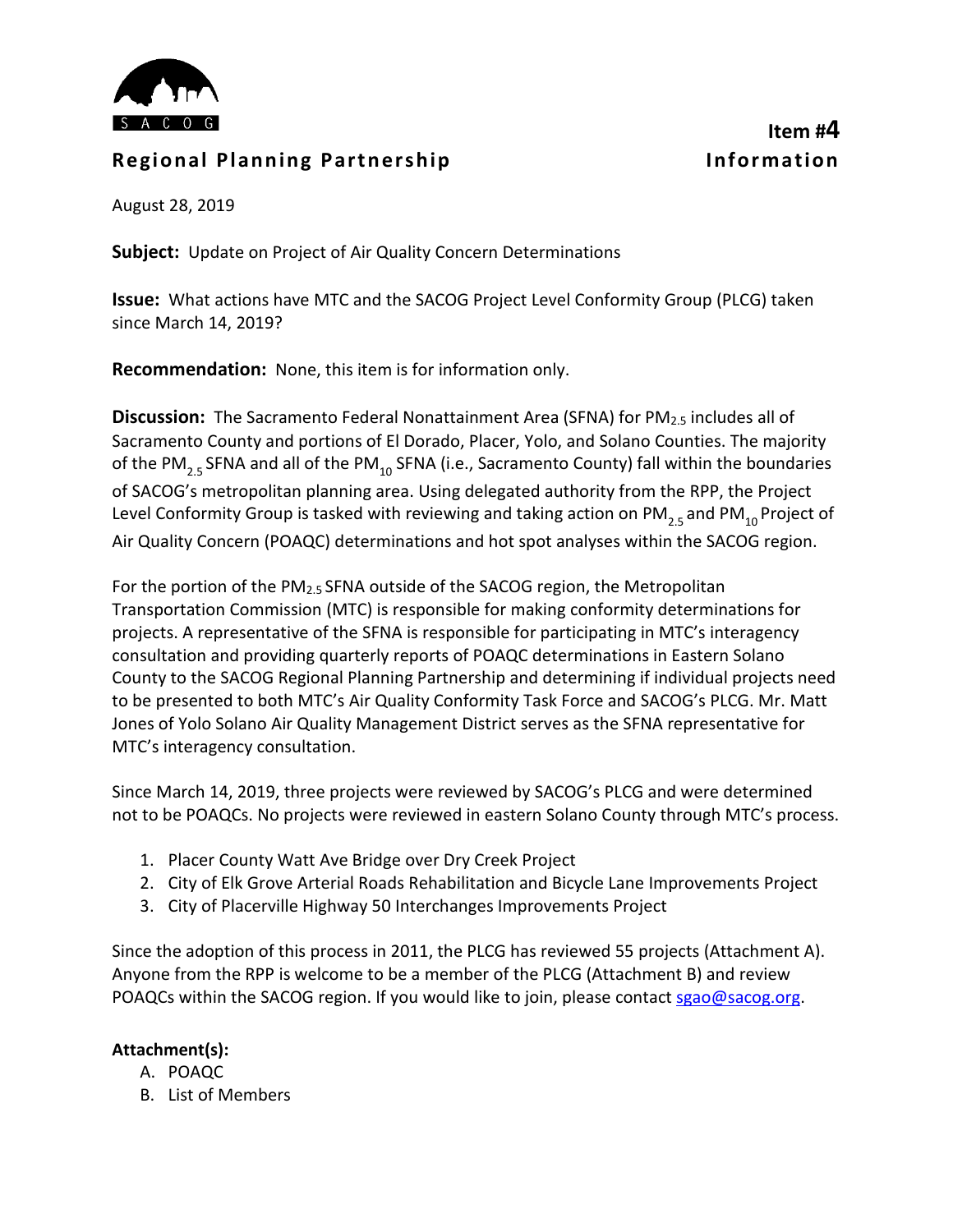SACOG

**Item #4**

## Regional Planning Partnership

**Information**

August 28, 2019

**Subject:** Update on Project of Air Quality Concern Determinations

**Issue:** What actions have MTC and the SACOG Project Level Conformity Group (PLCG) taken since March 14, 2019?

**Recommendation:** None, this item is for information only.

**Discussion:** The Sacramento Federal Nonattainment Area (SFNA) for $PM_{2.5}$ includes all of Sacramento County and portions of El Dorado, Placer, Yolo, and Solano Counties. The majority of the $PM_{2.5}$ SFNA and all of the $PM_{10}$ SFNA (i.e., Sacramento County) fall within the boundaries of SACOG's metropolitan planning area. Using delegated authority from the RPP, the Project Level Conformity Group is tasked with reviewing and taking action on $PM_{2.5}$ and $PM_{10}$ Project of Air Quality Concern (POAQC) determinations and hot spot analyses within the SACOG region.

For the portion of the $PM_{2.5}$ SFNA outside of the SACOG region, the Metropolitan Transportation Commission (MTC) is responsible for making conformity determinations for projects. A representative of the SFNA is responsible for participating in MTC's interagency consultation and providing quarterly reports of POAQC determinations in Eastern Solano County to the SACOG Regional Planning Partnership and determining if individual projects need to be presented to both MTC's Air Quality Conformity Task Force and SACOG's PLCG. Mr. Matt Jones of Yolo Solano Air Quality Management District serves as the SFNA representative for MTC's interagency consultation.

Since March 14, 2019, three projects were reviewed by SACOG's PLCG and were determined not to be POAQCs. No projects were reviewed in eastern Solano County through MTC's process.

1. Placer County Watt Ave Bridge over Dry Creek Project
2. City of Elk Grove Arterial Roads Rehabilitation and Bicycle Lane Improvements Project
3. City of Placerville Highway 50 Interchanges Improvements Project

Since the adoption of this process in 2011, the PLCG has reviewed 55 projects (Attachment A). Anyone from the RPP is welcome to be a member of the PLCG (Attachment B) and review POAQCs within the SACOG region. If you would like to join, please contact sgao@sacog.org.

**Attachment(s):**

A. POAQC
B. List of Members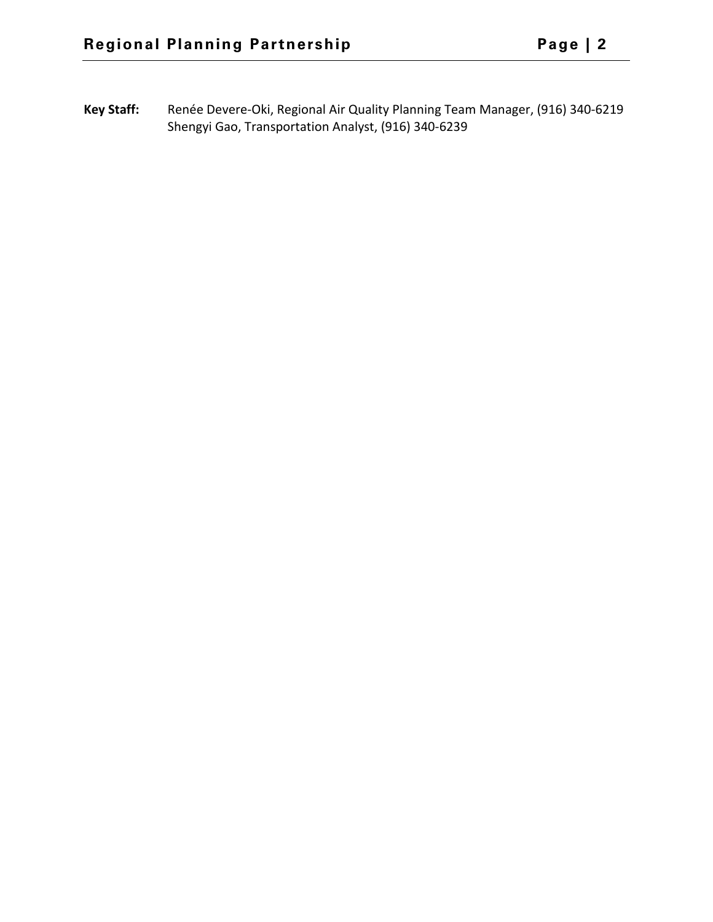**Key Staff:** Renée Devere-Oki, Regional Air Quality Planning Team Manager, (916) 340-6219
Shengyi Gao, Transportation Analyst, (916) 340-6239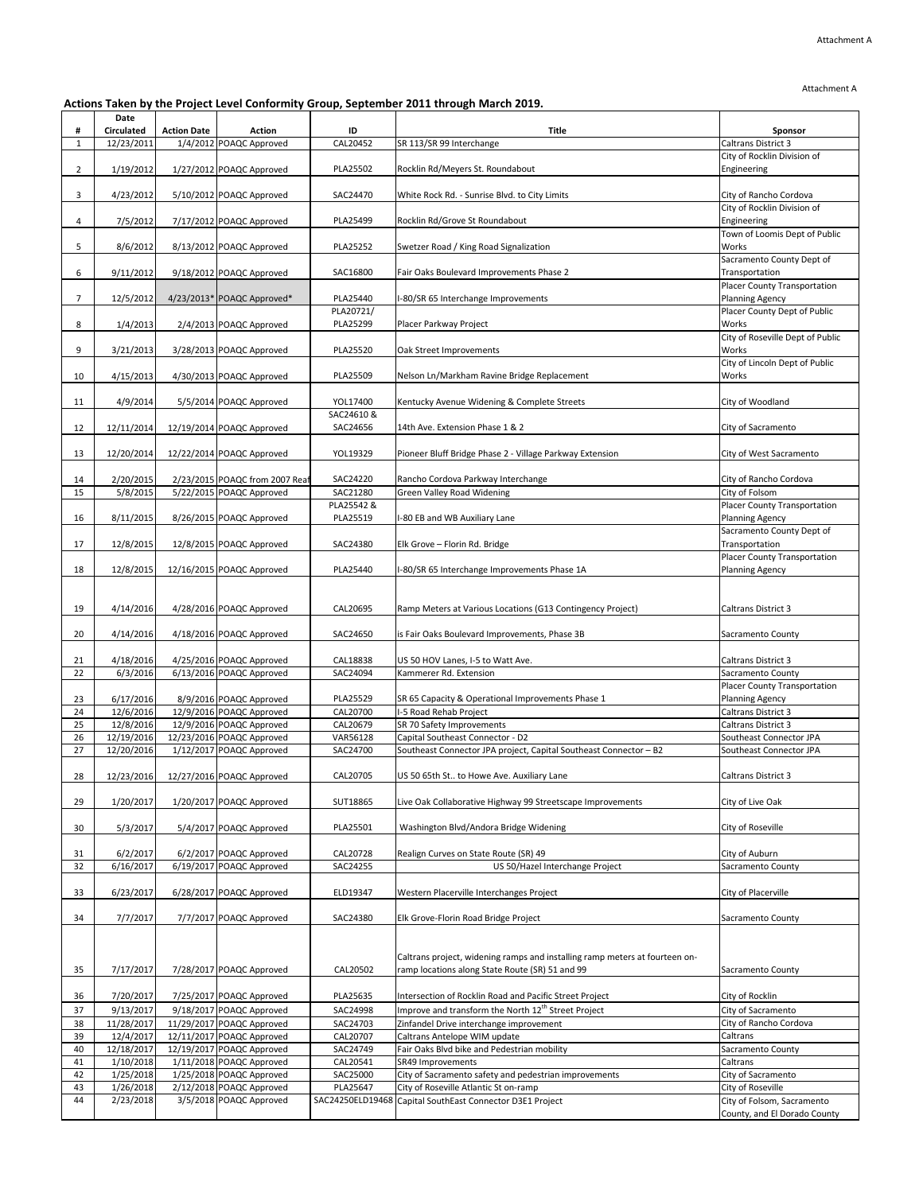Attachment A

**Actions Taken by the Project Level Conformity Group, September 2011 through March 2019.**

| # | Date Circulated | Action Date | Action | ID | Title | Sponsor |
|---|---|---|---|---|---|---|
| 1 | 12/23/2011 | 1/4/2012 | POAQC Approved | CAL20452 | SR 113/SR 99 Interchange | Caltrans District 3 |
| 2 | 1/19/2012 | 1/27/2012 | POAQC Approved | PLA25502 | Rocklin Rd/Meyers St. Roundabout | City of Rocklin Division of Engineering |
| 3 | 4/23/2012 | 5/10/2012 | POAQC Approved | SAC24470 | White Rock Rd. - Sunrise Blvd. to City Limits | City of Rancho Cordova |
| 4 | 7/5/2012 | 7/17/2012 | POAQC Approved | PLA25499 | Rocklin Rd/Grove St Roundabout | City of Rocklin Division of Engineering |
| 5 | 8/6/2012 | 8/13/2012 | POAQC Approved | PLA25252 | Swetzer Road / King Road Signalization | Town of Loomis Dept of Public Works |
| 6 | 9/11/2012 | 9/18/2012 | POAQC Approved | SAC16800 | Fair Oaks Boulevard Improvements Phase 2 | Sacramento County Dept of Transportation |
| 7 | 12/5/2012 | 4/23/2013* | POAQC Approved* | PLA25440 | I-80/SR 65 Interchange Improvements | Placer County Transportation Planning Agency |
| 8 | 1/4/2013 | 2/4/2013 | POAQC Approved | PLA20721/ PLA25299 | Placer Parkway Project | Placer County Dept of Public Works |
| 9 | 3/21/2013 | 3/28/2013 | POAQC Approved | PLA25520 | Oak Street Improvements | City of Roseville Dept of Public Works |
| 10 | 4/15/2013 | 4/30/2013 | POAQC Approved | PLA25509 | Nelson Ln/Markham Ravine Bridge Replacement | City of Lincoln Dept of Public Works |
| 11 | 4/9/2014 | 5/5/2014 | POAQC Approved | YOL17400 | Kentucky Avenue Widening & Complete Streets | City of Woodland |
| 12 | 12/11/2014 | 12/19/2014 | POAQC Approved | SAC24610 & SAC24656 | 14th Ave. Extension Phase 1 & 2 | City of Sacramento |
| 13 | 12/20/2014 | 12/22/2014 | POAQC Approved | YOL19329 | Pioneer Bluff Bridge Phase 2 - Village Parkway Extension | City of West Sacramento |
| 14 | 2/20/2015 | 2/23/2015 | POAQC from 2007 Reaf | SAC24220 | Rancho Cordova Parkway Interchange | City of Rancho Cordova |
| 15 | 5/8/2015 | 5/22/2015 | POAQC Approved | SAC21280 | Green Valley Road Widening | City of Folsom |
| 16 | 8/11/2015 | 8/26/2015 | POAQC Approved | PLA25542 & PLA25519 | I-80 EB and WB Auxiliary Lane | Placer County Transportation Planning Agency |
| 17 | 12/8/2015 | 12/8/2015 | POAQC Approved | SAC24380 | Elk Grove – Florin Rd. Bridge | Sacramento County Dept of Transportation |
| 18 | 12/8/2015 | 12/16/2015 | POAQC Approved | PLA25440 | I-80/SR 65 Interchange Improvements Phase 1A | Placer County Transportation Planning Agency |
| 19 | 4/14/2016 | 4/28/2016 | POAQC Approved | CAL20695 | Ramp Meters at Various Locations (G13 Contingency Project) | Caltrans District 3 |
| 20 | 4/14/2016 | 4/18/2016 | POAQC Approved | SAC24650 | is Fair Oaks Boulevard Improvements, Phase 3B | Sacramento County |
| 21 | 4/18/2016 | 4/25/2016 | POAQC Approved | CAL18838 | US 50 HOV Lanes, I-5 to Watt Ave. | Caltrans District 3 |
| 22 | 6/3/2016 | 6/13/2016 | POAQC Approved | SAC24094 | Kammerer Rd. Extension | Sacramento County |
| 23 | 6/17/2016 | 8/9/2016 | POAQC Approved | PLA25529 | SR 65 Capacity & Operational Improvements Phase 1 | Placer County Transportation Planning Agency |
| 24 | 12/6/2016 | 12/9/2016 | POAQC Approved | CAL20700 | I-5 Road Rehab Project | Caltrans District 3 |
| 25 | 12/8/2016 | 12/9/2016 | POAQC Approved | CAL20679 | SR 70 Safety Improvements | Caltrans District 3 |
| 26 | 12/19/2016 | 12/23/2016 | POAQC Approved | VAR56128 | Capital Southeast Connector - D2 | Southeast Connector JPA |
| 27 | 12/20/2016 | 1/12/2017 | POAQC Approved | SAC24700 | Southeast Connector JPA project, Capital Southeast Connector – B2 | Southeast Connector JPA |
| 28 | 12/23/2016 | 12/27/2016 | POAQC Approved | CAL20705 | US 50 65th St.. to Howe Ave. Auxiliary Lane | Caltrans District 3 |
| 29 | 1/20/2017 | 1/20/2017 | POAQC Approved | SUT18865 | Live Oak Collaborative Highway 99 Streetscape Improvements | City of Live Oak |
| 30 | 5/3/2017 | 5/4/2017 | POAQC Approved | PLA25501 | Washington Blvd/Andora Bridge Widening | City of Roseville |
| 31 | 6/2/2017 | 6/2/2017 | POAQC Approved | CAL20728 | Realign Curves on State Route (SR) 49 | City of Auburn |
| 32 | 6/16/2017 | 6/19/2017 | POAQC Approved | SAC24255 | US 50/Hazel Interchange Project | Sacramento County |
| 33 | 6/23/2017 | 6/28/2017 | POAQC Approved | ELD19347 | Western Placerville Interchanges Project | City of Placerville |
| 34 | 7/7/2017 | 7/7/2017 | POAQC Approved | SAC24380 | Elk Grove-Florin Road Bridge Project | Sacramento County |
| 35 | 7/17/2017 | 7/28/2017 | POAQC Approved | CAL20502 | Caltrans project, widening ramps and installing ramp meters at fourteen on-ramp locations along State Route (SR) 51 and 99 | Sacramento County |
| 36 | 7/20/2017 | 7/25/2017 | POAQC Approved | PLA25635 | Intersection of Rocklin Road and Pacific Street Project | City of Rocklin |
| 37 | 9/13/2017 | 9/18/2017 | POAQC Approved | SAC24998 | Improve and transform the North 12th Street Project | City of Sacramento |
| 38 | 11/28/2017 | 11/29/2017 | POAQC Approved | SAC24703 | Zinfandel Drive interchange improvement | City of Rancho Cordova |
| 39 | 12/4/2017 | 12/11/2017 | POAQC Approved | CAL20707 | Caltrans Antelope WIM update | Caltrans |
| 40 | 12/18/2017 | 12/19/2017 | POAQC Approved | SAC24749 | Fair Oaks Blvd bike and Pedestrian mobility | Sacramento County |
| 41 | 1/10/2018 | 1/11/2018 | POAQC Approved | CAL20541 | SR49 Improvements | Caltrans |
| 42 | 1/25/2018 | 1/25/2018 | POAQC Approved | SAC25000 | City of Sacramento safety and pedestrian improvements | City of Sacramento |
| 43 | 1/26/2018 | 2/12/2018 | POAQC Approved | PLA25647 | City of Roseville Atlantic St on-ramp | City of Roseville |
| 44 | 2/23/2018 | 3/5/2018 | POAQC Approved | SAC24250ELD19468 | Capital SouthEast Connector D3E1 Project | City of Folsom, Sacramento County, and El Dorado County |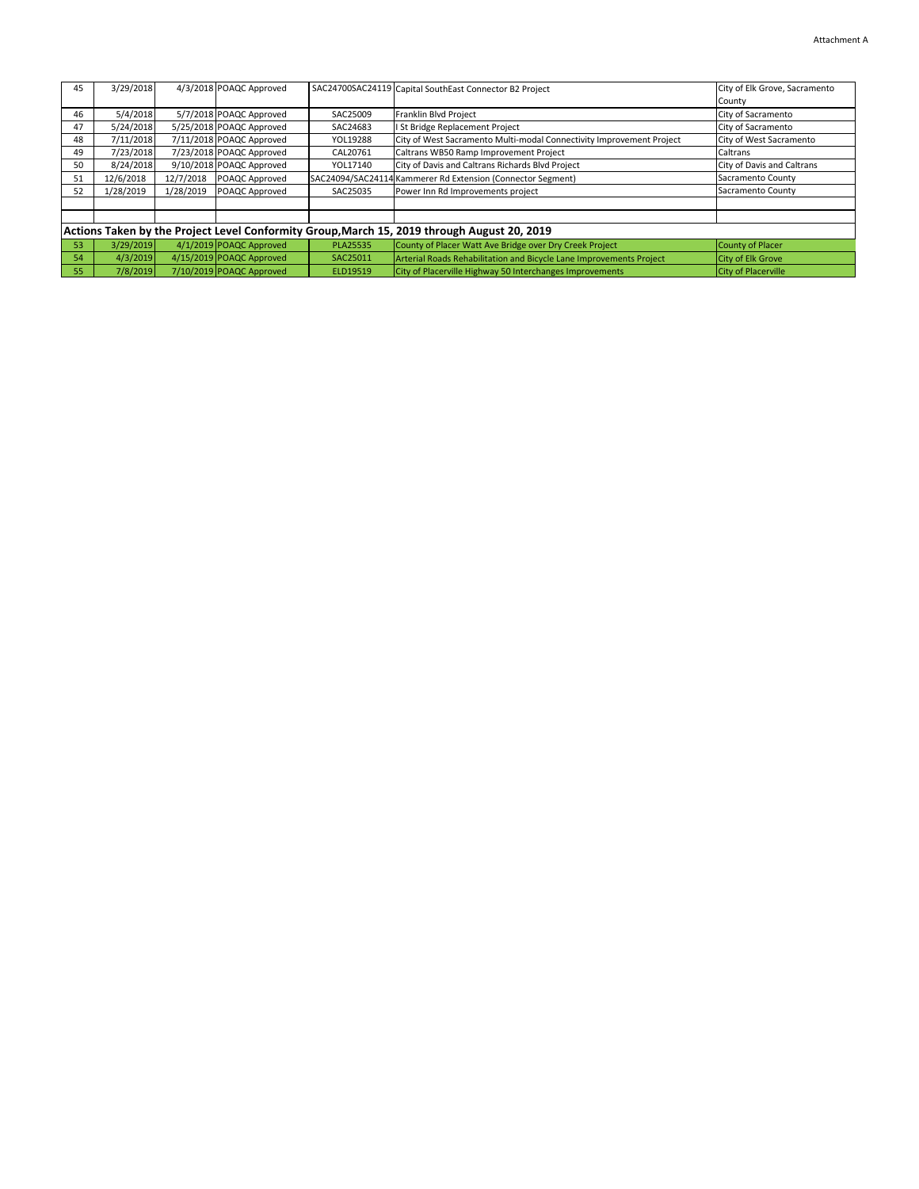Attachment A

| | | | | | | |
|---|---|---|---|---|---|---|
| 45 | 3/29/2018 | 4/3/2018 | POAQC Approved | SAC24700SAC24119 | Capital SouthEast Connector B2 Project | City of Elk Grove, Sacramento County |
| 46 | 5/4/2018 | 5/7/2018 | POAQC Approved | SAC25009 | Franklin Blvd Project | City of Sacramento |
| 47 | 5/24/2018 | 5/25/2018 | POAQC Approved | SAC24683 | I St Bridge Replacement Project | City of Sacramento |
| 48 | 7/11/2018 | 7/11/2018 | POAQC Approved | YOL19288 | City of West Sacramento Multi-modal Connectivity Improvement Project | City of West Sacramento |
| 49 | 7/23/2018 | 7/23/2018 | POAQC Approved | CAL20761 | Caltrans WB50 Ramp Improvement Project | Caltrans |
| 50 | 8/24/2018 | 9/10/2018 | POAQC Approved | YOL17140 | City of Davis and Caltrans Richards Blvd Project | City of Davis and Caltrans |
| 51 | 12/6/2018 | 12/7/2018 | POAQC Approved | SAC24094/SAC24114 | Kammerer Rd Extension (Connector Segment) | Sacramento County |
| 52 | 1/28/2019 | 1/28/2019 | POAQC Approved | SAC25035 | Power Inn Rd Improvements project | Sacramento County |
| | | | | | | |
| | | | | | | |
| **Actions Taken by the Project Level Conformity Group, March 15, 2019 through August 20, 2019** | | | | | | |
| 53 | 3/29/2019 | 4/1/2019 | POAQC Approved | PLA25535 | County of Placer Watt Ave Bridge over Dry Creek Project | County of Placer |
| 54 | 4/3/2019 | 4/15/2019 | POAQC Approved | SAC25011 | Arterial Roads Rehabilitation and Bicycle Lane Improvements Project | City of Elk Grove |
| 55 | 7/8/2019 | 7/10/2019 | POAQC Approved | ELD19519 | City of Placerville Highway 50 Interchanges Improvements | City of Placerville |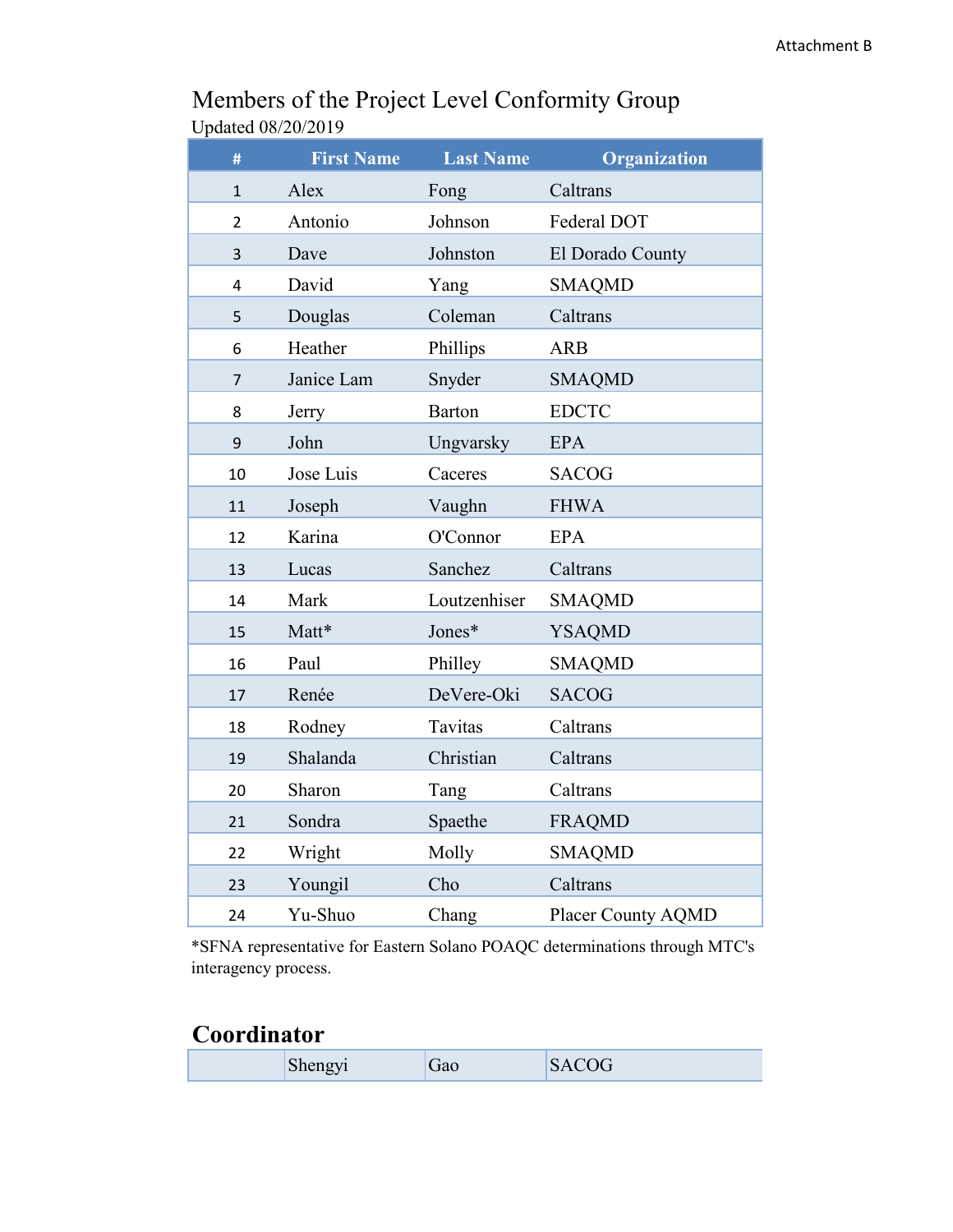Attachment B

# Members of the Project Level Conformity Group

Updated 08/20/2019

| # | First Name | Last Name | Organization |
|---|---|---|---|
| 1 | Alex | Fong | Caltrans |
| 2 | Antonio | Johnson | Federal DOT |
| 3 | Dave | Johnston | El Dorado County |
| 4 | David | Yang | SMAQMD |
| 5 | Douglas | Coleman | Caltrans |
| 6 | Heather | Phillips | ARB |
| 7 | Janice Lam | Snyder | SMAQMD |
| 8 | Jerry | Barton | EDCTC |
| 9 | John | Ungvarsky | EPA |
| 10 | Jose Luis | Caceres | SACOG |
| 11 | Joseph | Vaughn | FHWA |
| 12 | Karina | O'Connor | EPA |
| 13 | Lucas | Sanchez | Caltrans |
| 14 | Mark | Loutzenhiser | SMAQMD |
| 15 | Matt* | Jones* | YSAQMD |
| 16 | Paul | Philley | SMAQMD |
| 17 | Renée | DeVere-Oki | SACOG |
| 18 | Rodney | Tavitas | Caltrans |
| 19 | Shalanda | Christian | Caltrans |
| 20 | Sharon | Tang | Caltrans |
| 21 | Sondra | Spaethe | FRAQMD |
| 22 | Wright | Molly | SMAQMD |
| 23 | Youngil | Cho | Caltrans |
| 24 | Yu-Shuo | Chang | Placer County AQMD |

*SFNA representative for Eastern Solano POAQC determinations through MTC's interagency process.

## Coordinator

| | | | |
|---|---|---|---|
| | Shengyi | Gao | SACOG |